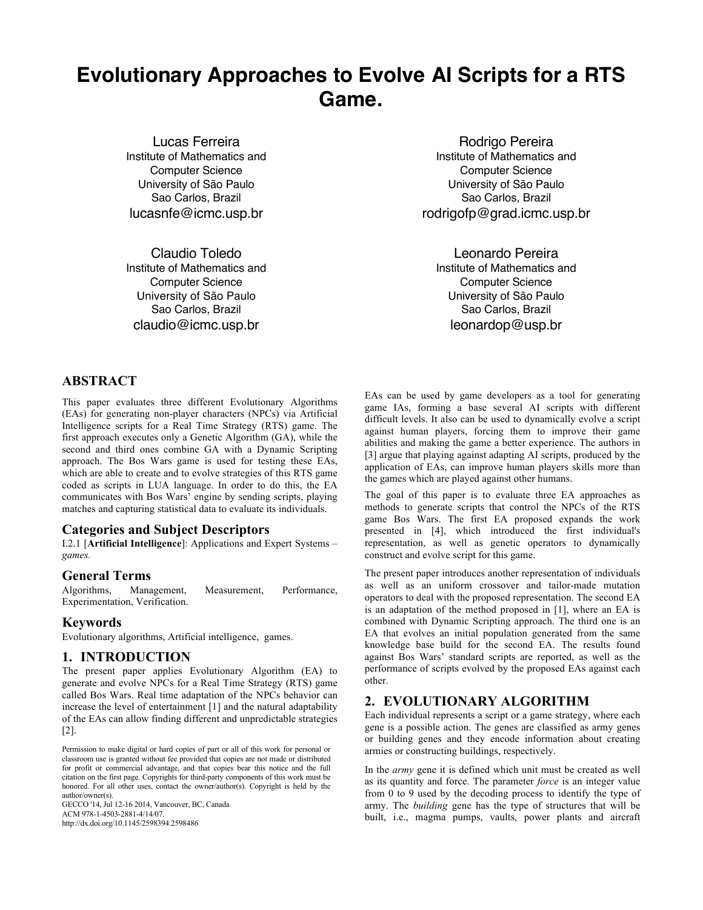# Evolutionary Approaches to Evolve AI Scripts for a RTS Game.

Lucas Ferreira
Institute of Mathematics and Computer Science
University of São Paulo
Sao Carlos, Brazil
lucasnfe@icmc.usp.br

Rodrigo Pereira
Institute of Mathematics and Computer Science
University of São Paulo
Sao Carlos, Brazil
rodrigofp@grad.icmc.usp.br

Claudio Toledo
Institute of Mathematics and Computer Science
University of São Paulo
Sao Carlos, Brazil
claudio@icmc.usp.br

Leonardo Pereira
Institute of Mathematics and Computer Science
University of São Paulo
Sao Carlos, Brazil
leonardop@usp.br

## ABSTRACT

This paper evaluates three different Evolutionary Algorithms (EAs) for generating non-player characters (NPCs) via Artificial Intelligence scripts for a Real Time Strategy (RTS) game. The first approach executes only a Genetic Algorithm (GA), while the second and third ones combine GA with a Dynamic Scripting approach. The Bos Wars game is used for testing these EAs, which are able to create and to evolve strategies of this RTS game coded as scripts in LUA language. In order to do this, the EA communicates with Bos Wars' engine by sending scripts, playing matches and capturing statistical data to evaluate its individuals.

### Categories and Subject Descriptors

I.2.1 [**Artificial Intelligence**]: Applications and Expert Systems – *games.*

### General Terms

Algorithms, Management, Measurement, Performance, Experimentation, Verification.

### Keywords

Evolutionary algorithms, Artificial intelligence, games.

## 1. INTRODUCTION

The present paper applies Evolutionary Algorithm (EA) to generate and evolve NPCs for a Real Time Strategy (RTS) game called Bos Wars. Real time adaptation of the NPCs behavior can increase the level of entertainment [1] and the natural adaptability of the EAs can allow finding different and unpredictable strategies [2].

Permission to make digital or hard copies of part or all of this work for personal or classroom use is granted without fee provided that copies are not made or distributed for profit or commercial advantage, and that copies bear this notice and the full citation on the first page. Copyrights for third-party components of this work must be honored. For all other uses, contact the owner/author(s). Copyright is held by the author/owner(s).
GECCO '14, Jul 12-16 2014, Vancouver, BC, Canada
ACM 978-1-4503-2881-4/14/07.
http://dx.doi.org/10.1145/2598394.2598486

EAs can be used by game developers as a tool for generating game IAs, forming a base several AI scripts with different difficult levels. It also can be used to dynamically evolve a script against human players, forcing them to improve their game abilities and making the game a better experience. The authors in [3] argue that playing against adapting AI scripts, produced by the application of EAs, can improve human players skills more than the games which are played against other humans.

The goal of this paper is to evaluate three EA approaches as methods to generate scripts that control the NPCs of the RTS game Bos Wars. The first EA proposed expands the work presented in [4], which introduced the first individual's representation, as well as genetic operators to dynamically construct and evolve script for this game.

The present paper introduces another representation of individuals as well as an uniform crossover and tailor-made mutation operators to deal with the proposed representation. The second EA is an adaptation of the method proposed in [1], where an EA is combined with Dynamic Scripting approach. The third one is an EA that evolves an initial population generated from the same knowledge base build for the second EA. The results found against Bos Wars' standard scripts are reported, as well as the performance of scripts evolved by the proposed EAs against each other.

## 2. EVOLUTIONARY ALGORITHM

Each individual represents a script or a game strategy, where each gene is a possible action. The genes are classified as army genes or building genes and they encode information about creating armies or constructing buildings, respectively.

In the *army* gene it is defined which unit must be created as well as its quantity and force. The parameter *force* is an integer value from 0 to 9 used by the decoding process to identify the type of army. The *building* gene has the type of structures that will be built, i.e., magma pumps, vaults, power plants and aircraft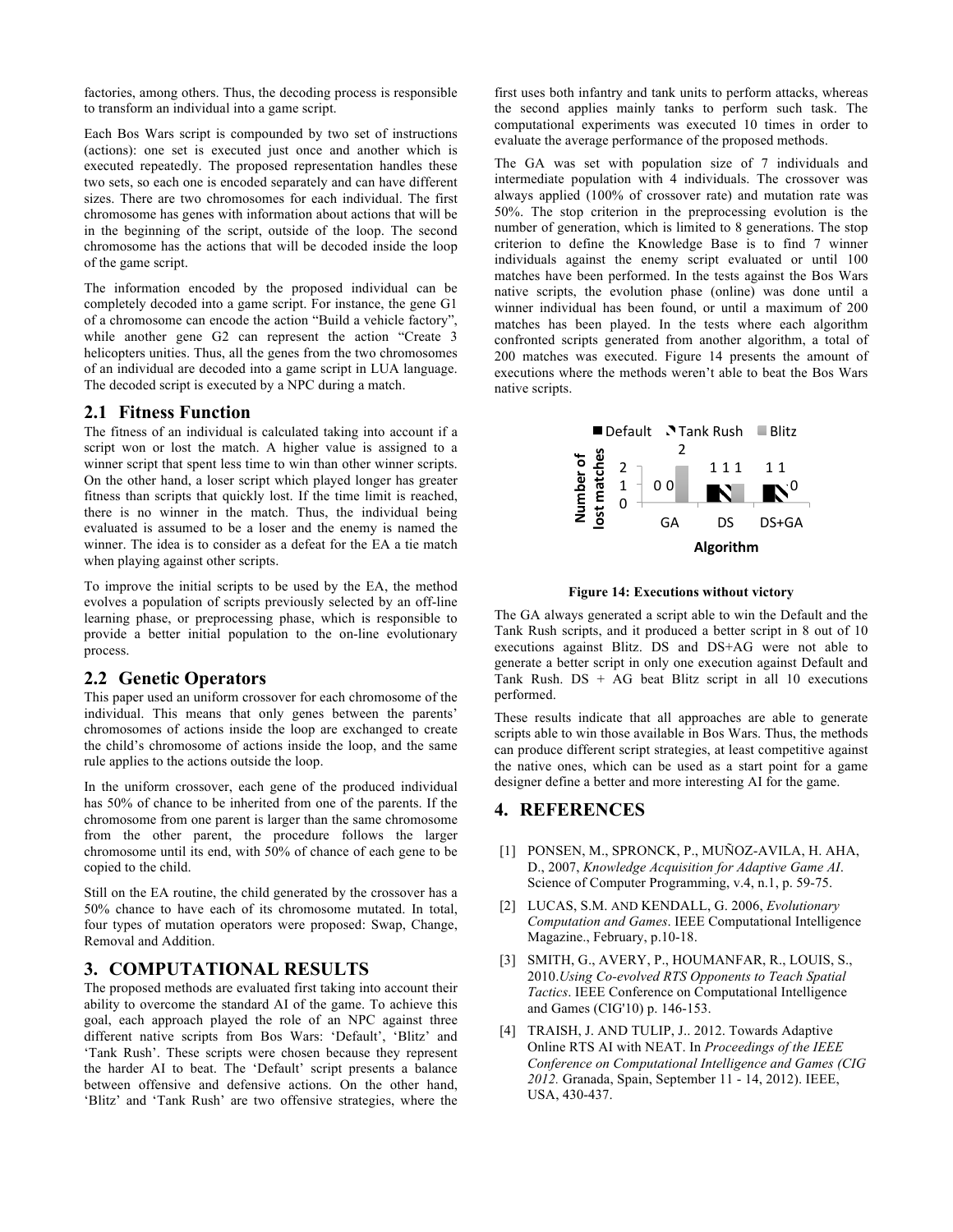factories, among others. Thus, the decoding process is responsible to transform an individual into a game script.

Each Bos Wars script is compounded by two set of instructions (actions): one set is executed just once and another which is executed repeatedly. The proposed representation handles these two sets, so each one is encoded separately and can have different sizes. There are two chromosomes for each individual. The first chromosome has genes with information about actions that will be in the beginning of the script, outside of the loop. The second chromosome has the actions that will be decoded inside the loop of the game script.

The information encoded by the proposed individual can be completely decoded into a game script. For instance, the gene G1 of a chromosome can encode the action "Build a vehicle factory", while another gene G2 can represent the action "Create 3 helicopters unities. Thus, all the genes from the two chromosomes of an individual are decoded into a game script in LUA language. The decoded script is executed by a NPC during a match.

## 2.1 Fitness Function

The fitness of an individual is calculated taking into account if a script won or lost the match. A higher value is assigned to a winner script that spent less time to win than other winner scripts. On the other hand, a loser script which played longer has greater fitness than scripts that quickly lost. If the time limit is reached, there is no winner in the match. Thus, the individual being evaluated is assumed to be a loser and the enemy is named the winner. The idea is to consider as a defeat for the EA a tie match when playing against other scripts.

To improve the initial scripts to be used by the EA, the method evolves a population of scripts previously selected by an off-line learning phase, or preprocessing phase, which is responsible to provide a better initial population to the on-line evolutionary process.

## 2.2 Genetic Operators

This paper used an uniform crossover for each chromosome of the individual. This means that only genes between the parents' chromosomes of actions inside the loop are exchanged to create the child's chromosome of actions inside the loop, and the same rule applies to the actions outside the loop.

In the uniform crossover, each gene of the produced individual has 50% of chance to be inherited from one of the parents. If the chromosome from one parent is larger than the same chromosome from the other parent, the procedure follows the larger chromosome until its end, with 50% of chance of each gene to be copied to the child.

Still on the EA routine, the child generated by the crossover has a 50% chance to have each of its chromosome mutated. In total, four types of mutation operators were proposed: Swap, Change, Removal and Addition.

# 3. COMPUTATIONAL RESULTS

The proposed methods are evaluated first taking into account their ability to overcome the standard AI of the game. To achieve this goal, each approach played the role of an NPC against three different native scripts from Bos Wars: 'Default', 'Blitz' and 'Tank Rush'. These scripts were chosen because they represent the harder AI to beat. The 'Default' script presents a balance between offensive and defensive actions. On the other hand, 'Blitz' and 'Tank Rush' are two offensive strategies, where the first uses both infantry and tank units to perform attacks, whereas the second applies mainly tanks to perform such task. The computational experiments was executed 10 times in order to evaluate the average performance of the proposed methods.

The GA was set with population size of 7 individuals and intermediate population with 4 individuals. The crossover was always applied (100% of crossover rate) and mutation rate was 50%. The stop criterion in the preprocessing evolution is the number of generation, which is limited to 8 generations. The stop criterion to define the Knowledge Base is to find 7 winner individuals against the enemy script evaluated or until 100 matches have been performed. In the tests against the Bos Wars native scripts, the evolution phase (online) was done until a winner individual has been found, or until a maximum of 200 matches has been played. In the tests where each algorithm confronted scripts generated from another algorithm, a total of 200 matches was executed. Figure 14 presents the amount of executions where the methods weren't able to beat the Bos Wars native scripts.

Default  Tank Rush  Blitz

Number of lost matches

0 0 2   1 1 1   1 1 0

0  1  2

GA  DS  DS+GA

Algorithm

**Figure 14: Executions without victory**

The GA always generated a script able to win the Default and the Tank Rush scripts, and it produced a better script in 8 out of 10 executions against Blitz. DS and DS+AG were not able to generate a better script in only one execution against Default and Tank Rush. DS + AG beat Blitz script in all 10 executions performed.

These results indicate that all approaches are able to generate scripts able to win those available in Bos Wars. Thus, the methods can produce different script strategies, at least competitive against the native ones, which can be used as a start point for a game designer define a better and more interesting AI for the game.

# 4. REFERENCES

[1] PONSEN, M., SPRONCK, P., MUÑOZ-AVILA, H. AHA, D., 2007, *Knowledge Acquisition for Adaptive Game AI*. Science of Computer Programming, v.4, n.1, p. 59-75.

[2] LUCAS, S.M. AND KENDALL, G. 2006, *Evolutionary Computation and Games*. IEEE Computational Intelligence Magazine., February, p.10-18.

[3] SMITH, G., AVERY, P., HOUMANFAR, R., LOUIS, S., 2010.*Using Co-evolved RTS Opponents to Teach Spatial Tactics*. IEEE Conference on Computational Intelligence and Games (CIG'10) p. 146-153.

[4] TRAISH, J. AND TULIP, J.. 2012. Towards Adaptive Online RTS AI with NEAT. In *Proceedings of the IEEE Conference on Computational Intelligence and Games (CIG 2012.* Granada, Spain, September 11 - 14, 2012). IEEE, USA, 430-437.